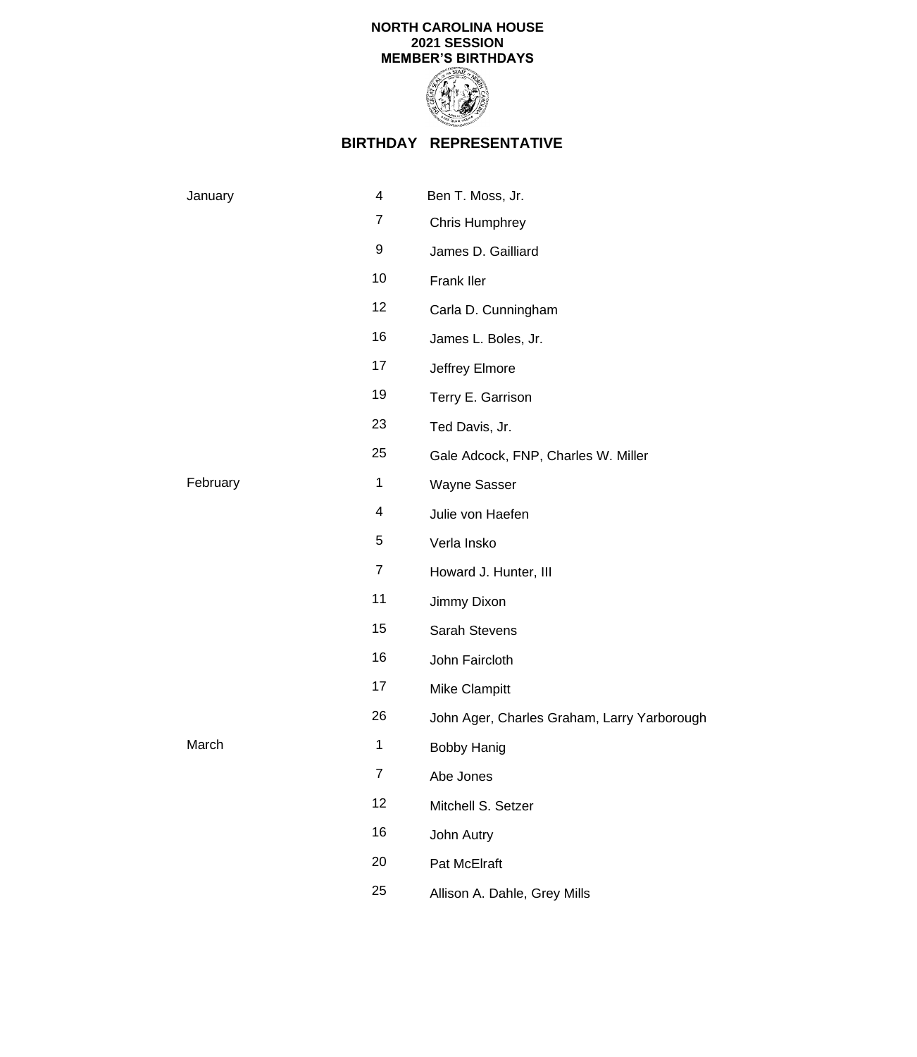# NORTH CAROLINA HOUSE
## 2021 SESSION
## MEMBER'S BIRTHDAYS

| | BIRTHDAY | REPRESENTATIVE |
|---|---|---|
| January | 4 | Ben T. Moss, Jr. |
| | 7 | Chris Humphrey |
| | 9 | James D. Gailliard |
| | 10 | Frank Iler |
| | 12 | Carla D. Cunningham |
| | 16 | James L. Boles, Jr. |
| | 17 | Jeffrey Elmore |
| | 19 | Terry E. Garrison |
| | 23 | Ted Davis, Jr. |
| | 25 | Gale Adcock, FNP, Charles W. Miller |
| February | 1 | Wayne Sasser |
| | 4 | Julie von Haefen |
| | 5 | Verla Insko |
| | 7 | Howard J. Hunter, III |
| | 11 | Jimmy Dixon |
| | 15 | Sarah Stevens |
| | 16 | John Faircloth |
| | 17 | Mike Clampitt |
| | 26 | John Ager, Charles Graham, Larry Yarborough |
| March | 1 | Bobby Hanig |
| | 7 | Abe Jones |
| | 12 | Mitchell S. Setzer |
| | 16 | John Autry |
| | 20 | Pat McElraft |
| | 25 | Allison A. Dahle, Grey Mills |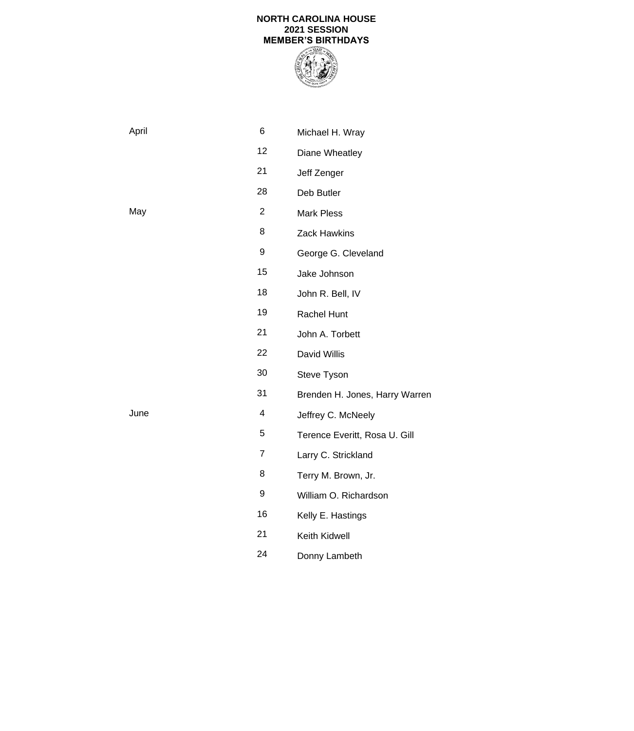**NORTH CAROLINA HOUSE**
**2021 SESSION**
**MEMBER'S BIRTHDAYS**

| | | |
|---|---|---|
| April | 6 | Michael H. Wray |
| | 12 | Diane Wheatley |
| | 21 | Jeff Zenger |
| | 28 | Deb Butler |
| May | 2 | Mark Pless |
| | 8 | Zack Hawkins |
| | 9 | George G. Cleveland |
| | 15 | Jake Johnson |
| | 18 | John R. Bell, IV |
| | 19 | Rachel Hunt |
| | 21 | John A. Torbett |
| | 22 | David Willis |
| | 30 | Steve Tyson |
| | 31 | Brenden H. Jones, Harry Warren |
| June | 4 | Jeffrey C. McNeely |
| | 5 | Terence Everitt, Rosa U. Gill |
| | 7 | Larry C. Strickland |
| | 8 | Terry M. Brown, Jr. |
| | 9 | William O. Richardson |
| | 16 | Kelly E. Hastings |
| | 21 | Keith Kidwell |
| | 24 | Donny Lambeth |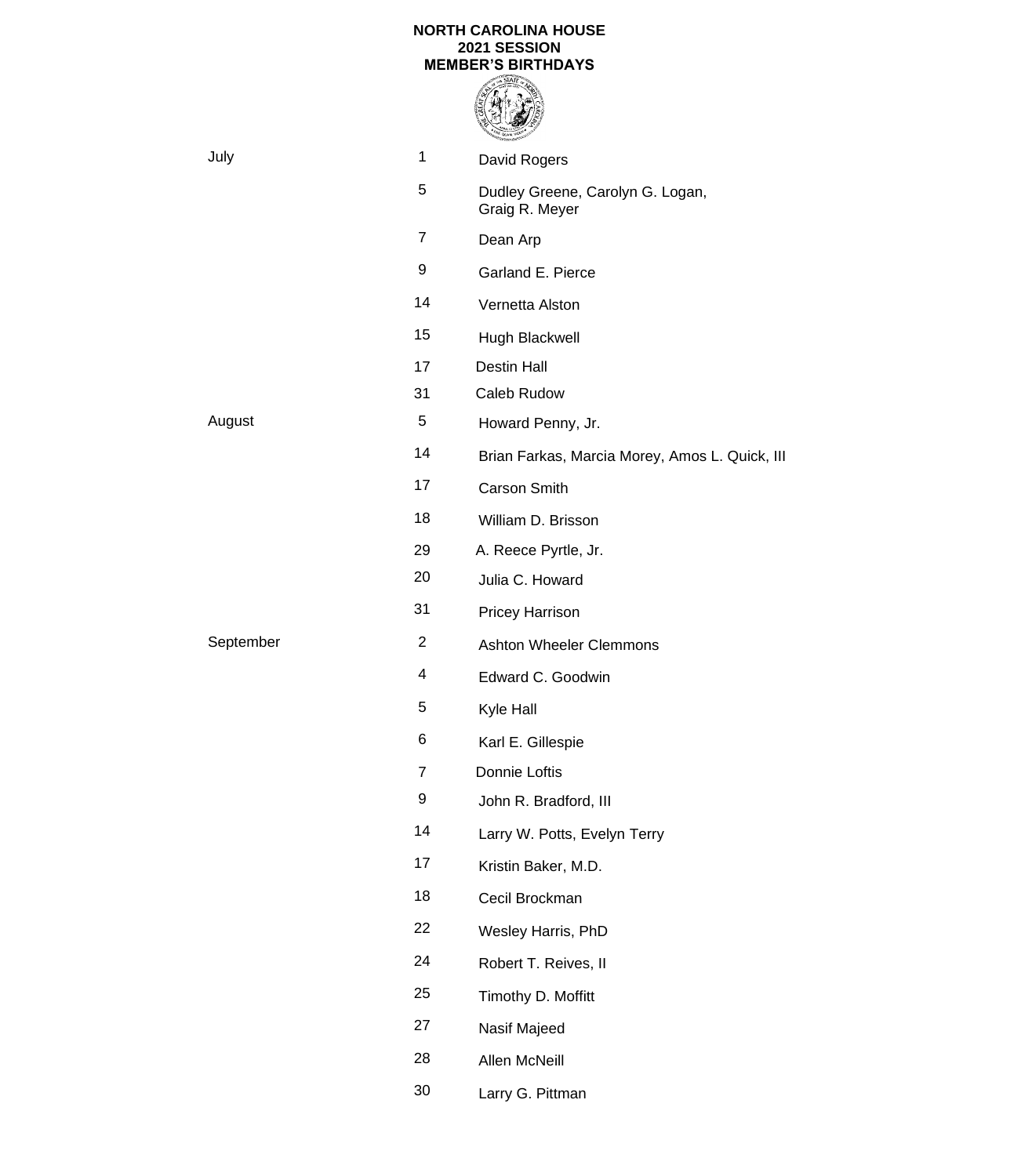**NORTH CAROLINA HOUSE**
**2021 SESSION**
**MEMBER'S BIRTHDAYS**

| Month | Day | Name(s) |
|---|---|---|
| July | 1 | David Rogers |
| | 5 | Dudley Greene, Carolyn G. Logan, Graig R. Meyer |
| | 7 | Dean Arp |
| | 9 | Garland E. Pierce |
| | 14 | Vernetta Alston |
| | 15 | Hugh Blackwell |
| | 17 | Destin Hall |
| | 31 | Caleb Rudow |
| August | 5 | Howard Penny, Jr. |
| | 14 | Brian Farkas, Marcia Morey, Amos L. Quick, III |
| | 17 | Carson Smith |
| | 18 | William D. Brisson |
| | 29 | A. Reece Pyrtle, Jr. |
| | 20 | Julia C. Howard |
| | 31 | Pricey Harrison |
| September | 2 | Ashton Wheeler Clemmons |
| | 4 | Edward C. Goodwin |
| | 5 | Kyle Hall |
| | 6 | Karl E. Gillespie |
| | 7 | Donnie Loftis |
| | 9 | John R. Bradford, III |
| | 14 | Larry W. Potts, Evelyn Terry |
| | 17 | Kristin Baker, M.D. |
| | 18 | Cecil Brockman |
| | 22 | Wesley Harris, PhD |
| | 24 | Robert T. Reives, II |
| | 25 | Timothy D. Moffitt |
| | 27 | Nasif Majeed |
| | 28 | Allen McNeill |
| | 30 | Larry G. Pittman |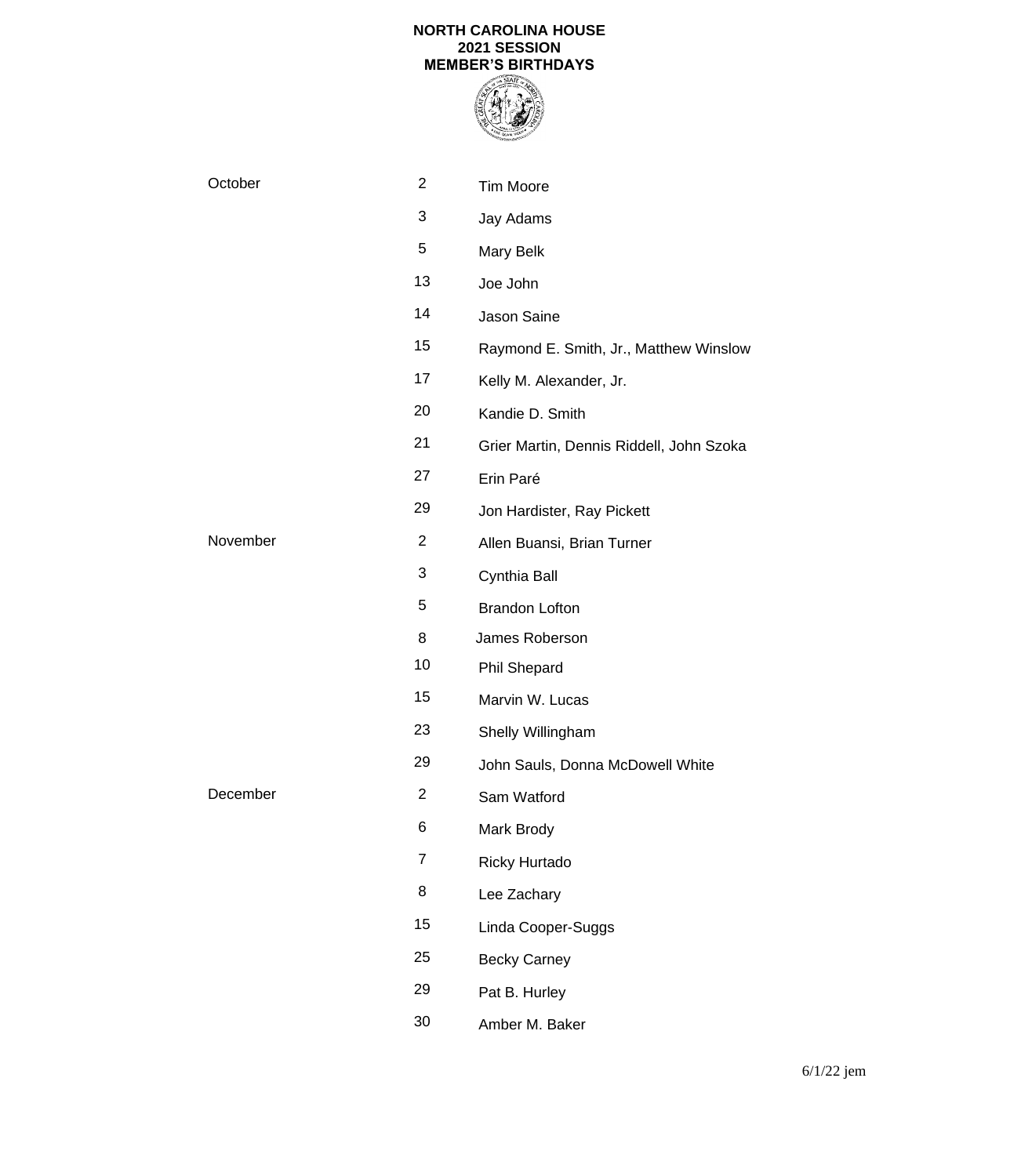**NORTH CAROLINA HOUSE**
**2021 SESSION**
**MEMBER'S BIRTHDAYS**

| | | |
|---|---|---|
| October | 2 | Tim Moore |
| | 3 | Jay Adams |
| | 5 | Mary Belk |
| | 13 | Joe John |
| | 14 | Jason Saine |
| | 15 | Raymond E. Smith, Jr., Matthew Winslow |
| | 17 | Kelly M. Alexander, Jr. |
| | 20 | Kandie D. Smith |
| | 21 | Grier Martin, Dennis Riddell, John Szoka |
| | 27 | Erin Paré |
| | 29 | Jon Hardister, Ray Pickett |
| November | 2 | Allen Buansi, Brian Turner |
| | 3 | Cynthia Ball |
| | 5 | Brandon Lofton |
| | 8 | James Roberson |
| | 10 | Phil Shepard |
| | 15 | Marvin W. Lucas |
| | 23 | Shelly Willingham |
| | 29 | John Sauls, Donna McDowell White |
| December | 2 | Sam Watford |
| | 6 | Mark Brody |
| | 7 | Ricky Hurtado |
| | 8 | Lee Zachary |
| | 15 | Linda Cooper-Suggs |
| | 25 | Becky Carney |
| | 29 | Pat B. Hurley |
| | 30 | Amber M. Baker |

6/1/22 jem